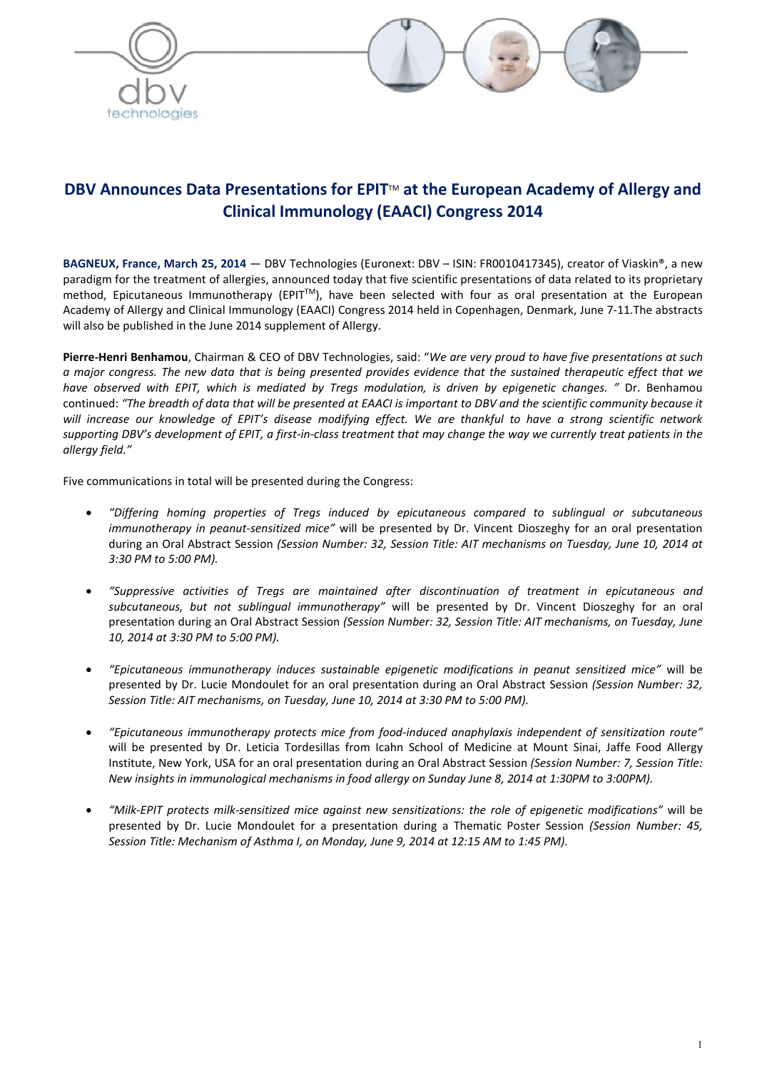# DBV Announces Data Presentations for EPIT™ at the European Academy of Allergy and Clinical Immunology (EAACI) Congress 2014

**BAGNEUX, France, March 25, 2014** — DBV Technologies (Euronext: DBV – ISIN: FR0010417345), creator of Viaskin®, a new paradigm for the treatment of allergies, announced today that five scientific presentations of data related to its proprietary method, Epicutaneous Immunotherapy (EPIT™), have been selected with four as oral presentation at the European Academy of Allergy and Clinical Immunology (EAACI) Congress 2014 held in Copenhagen, Denmark, June 7-11.The abstracts will also be published in the June 2014 supplement of Allergy.

**Pierre-Henri Benhamou**, Chairman & CEO of DBV Technologies, said: "*We are very proud to have five presentations at such a major congress. The new data that is being presented provides evidence that the sustained therapeutic effect that we have observed with EPIT, which is mediated by Tregs modulation, is driven by epigenetic changes. "* Dr. Benhamou continued: *"The breadth of data that will be presented at EAACI is important to DBV and the scientific community because it will increase our knowledge of EPIT's disease modifying effect. We are thankful to have a strong scientific network supporting DBV's development of EPIT, a first-in-class treatment that may change the way we currently treat patients in the allergy field."*

Five communications in total will be presented during the Congress:

- *"Differing homing properties of Tregs induced by epicutaneous compared to sublingual or subcutaneous immunotherapy in peanut-sensitized mice"* will be presented by Dr. Vincent Dioszeghy for an oral presentation during an Oral Abstract Session *(Session Number: 32, Session Title: AIT mechanisms on Tuesday, June 10, 2014 at 3:30 PM to 5:00 PM).*

- *"Suppressive activities of Tregs are maintained after discontinuation of treatment in epicutaneous and subcutaneous, but not sublingual immunotherapy"* will be presented by Dr. Vincent Dioszeghy for an oral presentation during an Oral Abstract Session *(Session Number: 32, Session Title: AIT mechanisms, on Tuesday, June 10, 2014 at 3:30 PM to 5:00 PM).*

- *"Epicutaneous immunotherapy induces sustainable epigenetic modifications in peanut sensitized mice"* will be presented by Dr. Lucie Mondoulet for an oral presentation during an Oral Abstract Session *(Session Number: 32, Session Title: AIT mechanisms, on Tuesday, June 10, 2014 at 3:30 PM to 5:00 PM).*

- *"Epicutaneous immunotherapy protects mice from food-induced anaphylaxis independent of sensitization route"* will be presented by Dr. Leticia Tordesillas from Icahn School of Medicine at Mount Sinai, Jaffe Food Allergy Institute, New York, USA for an oral presentation during an Oral Abstract Session *(Session Number: 7, Session Title: New insights in immunological mechanisms in food allergy on Sunday June 8, 2014 at 1:30PM to 3:00PM).*

- *"Milk-EPIT protects milk-sensitized mice against new sensitizations: the role of epigenetic modifications"* will be presented by Dr. Lucie Mondoulet for a presentation during a Thematic Poster Session *(Session Number: 45, Session Title: Mechanism of Asthma I, on Monday, June 9, 2014 at 12:15 AM to 1:45 PM).*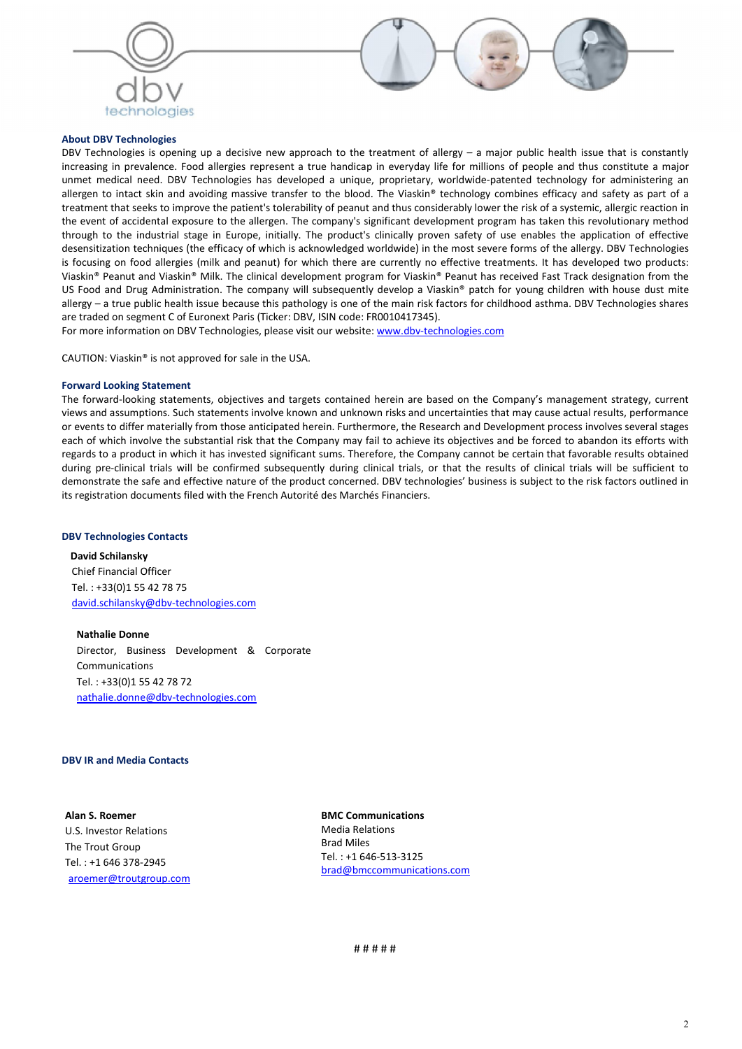### About DBV Technologies

DBV Technologies is opening up a decisive new approach to the treatment of allergy – a major public health issue that is constantly increasing in prevalence. Food allergies represent a true handicap in everyday life for millions of people and thus constitute a major unmet medical need. DBV Technologies has developed a unique, proprietary, worldwide-patented technology for administering an allergen to intact skin and avoiding massive transfer to the blood. The Viaskin® technology combines efficacy and safety as part of a treatment that seeks to improve the patient's tolerability of peanut and thus considerably lower the risk of a systemic, allergic reaction in the event of accidental exposure to the allergen. The company's significant development program has taken this revolutionary method through to the industrial stage in Europe, initially. The product's clinically proven safety of use enables the application of effective desensitization techniques (the efficacy of which is acknowledged worldwide) in the most severe forms of the allergy. DBV Technologies is focusing on food allergies (milk and peanut) for which there are currently no effective treatments. It has developed two products: Viaskin® Peanut and Viaskin® Milk. The clinical development program for Viaskin® Peanut has received Fast Track designation from the US Food and Drug Administration. The company will subsequently develop a Viaskin® patch for young children with house dust mite allergy – a true public health issue because this pathology is one of the main risk factors for childhood asthma. DBV Technologies shares are traded on segment C of Euronext Paris (Ticker: DBV, ISIN code: FR0010417345).

For more information on DBV Technologies, please visit our website: www.dbv-technologies.com

CAUTION: Viaskin® is not approved for sale in the USA.

### Forward Looking Statement

The forward-looking statements, objectives and targets contained herein are based on the Company's management strategy, current views and assumptions. Such statements involve known and unknown risks and uncertainties that may cause actual results, performance or events to differ materially from those anticipated herein. Furthermore, the Research and Development process involves several stages each of which involve the substantial risk that the Company may fail to achieve its objectives and be forced to abandon its efforts with regards to a product in which it has invested significant sums. Therefore, the Company cannot be certain that favorable results obtained during pre-clinical trials will be confirmed subsequently during clinical trials, or that the results of clinical trials will be sufficient to demonstrate the safe and effective nature of the product concerned. DBV technologies' business is subject to the risk factors outlined in its registration documents filed with the French Autorité des Marchés Financiers.

### DBV Technologies Contacts

**David Schilansky**
Chief Financial Officer
Tel. : +33(0)1 55 42 78 75
david.schilansky@dbv-technologies.com

**Nathalie Donne**
Director, Business Development & Corporate Communications
Tel. : +33(0)1 55 42 78 72
nathalie.donne@dbv-technologies.com

### DBV IR and Media Contacts

**Alan S. Roemer**
U.S. Investor Relations
The Trout Group
Tel. : +1 646 378-2945
aroemer@troutgroup.com

**BMC Communications**
Media Relations
Brad Miles
Tel. : +1 646-513-3125
brad@bmccommunications.com

# # # # #